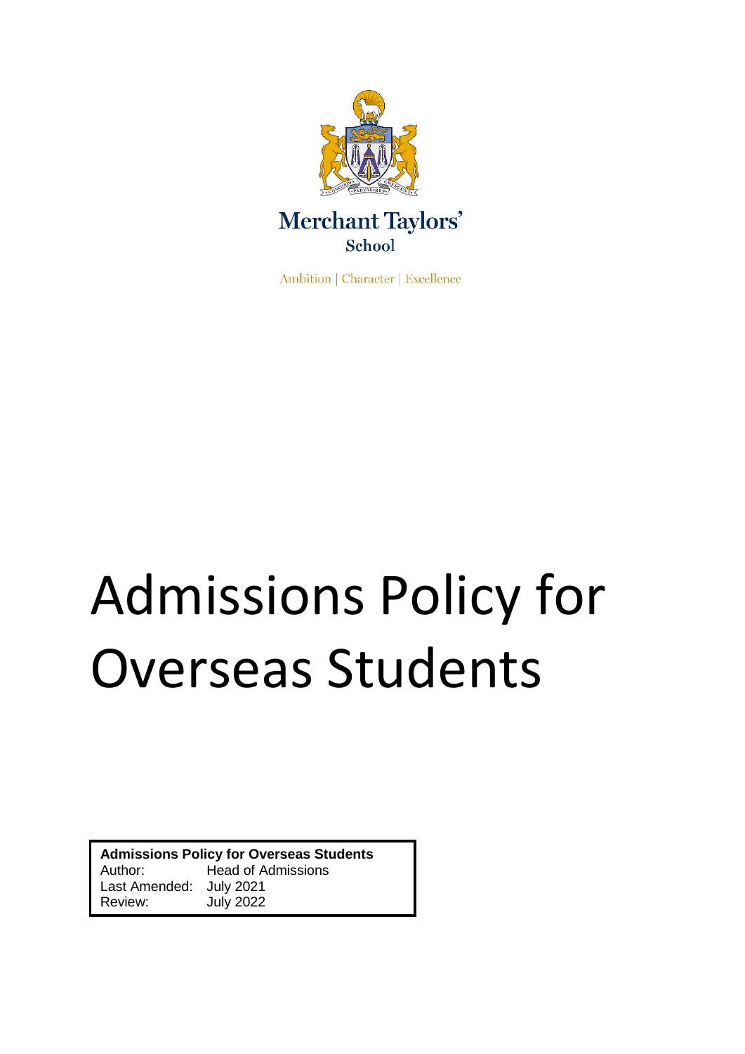Merchant Taylors' School

Ambition | Character | Excellence

# Admissions Policy for Overseas Students

| **Admissions Policy for Overseas Students** | |
|---|---|
| Author: | Head of Admissions |
| Last Amended: | July 2021 |
| Review: | July 2022 |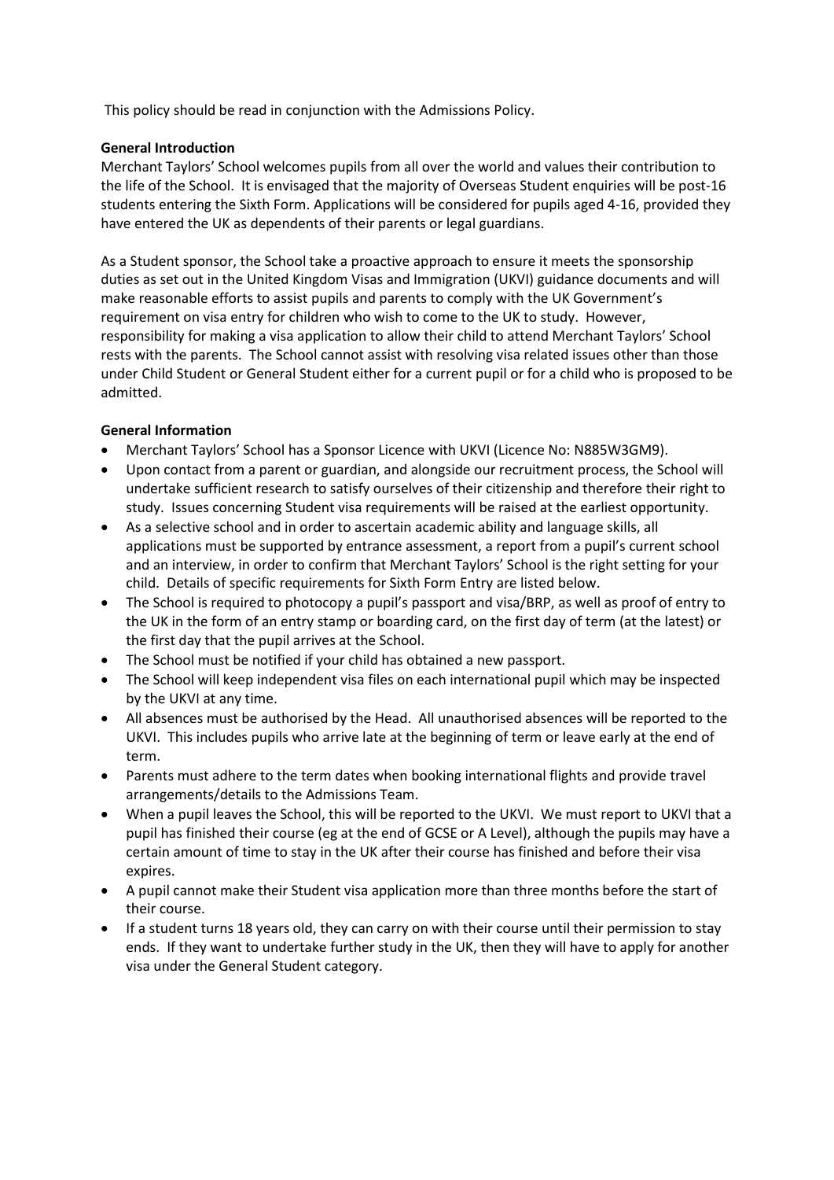This policy should be read in conjunction with the Admissions Policy.

**General Introduction**

Merchant Taylors' School welcomes pupils from all over the world and values their contribution to the life of the School. It is envisaged that the majority of Overseas Student enquiries will be post-16 students entering the Sixth Form. Applications will be considered for pupils aged 4-16, provided they have entered the UK as dependents of their parents or legal guardians.

As a Student sponsor, the School take a proactive approach to ensure it meets the sponsorship duties as set out in the United Kingdom Visas and Immigration (UKVI) guidance documents and will make reasonable efforts to assist pupils and parents to comply with the UK Government's requirement on visa entry for children who wish to come to the UK to study. However, responsibility for making a visa application to allow their child to attend Merchant Taylors' School rests with the parents. The School cannot assist with resolving visa related issues other than those under Child Student or General Student either for a current pupil or for a child who is proposed to be admitted.

**General Information**

- Merchant Taylors' School has a Sponsor Licence with UKVI (Licence No: N885W3GM9).
- Upon contact from a parent or guardian, and alongside our recruitment process, the School will undertake sufficient research to satisfy ourselves of their citizenship and therefore their right to study. Issues concerning Student visa requirements will be raised at the earliest opportunity.
- As a selective school and in order to ascertain academic ability and language skills, all applications must be supported by entrance assessment, a report from a pupil's current school and an interview, in order to confirm that Merchant Taylors' School is the right setting for your child. Details of specific requirements for Sixth Form Entry are listed below.
- The School is required to photocopy a pupil's passport and visa/BRP, as well as proof of entry to the UK in the form of an entry stamp or boarding card, on the first day of term (at the latest) or the first day that the pupil arrives at the School.
- The School must be notified if your child has obtained a new passport.
- The School will keep independent visa files on each international pupil which may be inspected by the UKVI at any time.
- All absences must be authorised by the Head. All unauthorised absences will be reported to the UKVI. This includes pupils who arrive late at the beginning of term or leave early at the end of term.
- Parents must adhere to the term dates when booking international flights and provide travel arrangements/details to the Admissions Team.
- When a pupil leaves the School, this will be reported to the UKVI. We must report to UKVI that a pupil has finished their course (eg at the end of GCSE or A Level), although the pupils may have a certain amount of time to stay in the UK after their course has finished and before their visa expires.
- A pupil cannot make their Student visa application more than three months before the start of their course.
- If a student turns 18 years old, they can carry on with their course until their permission to stay ends. If they want to undertake further study in the UK, then they will have to apply for another visa under the General Student category.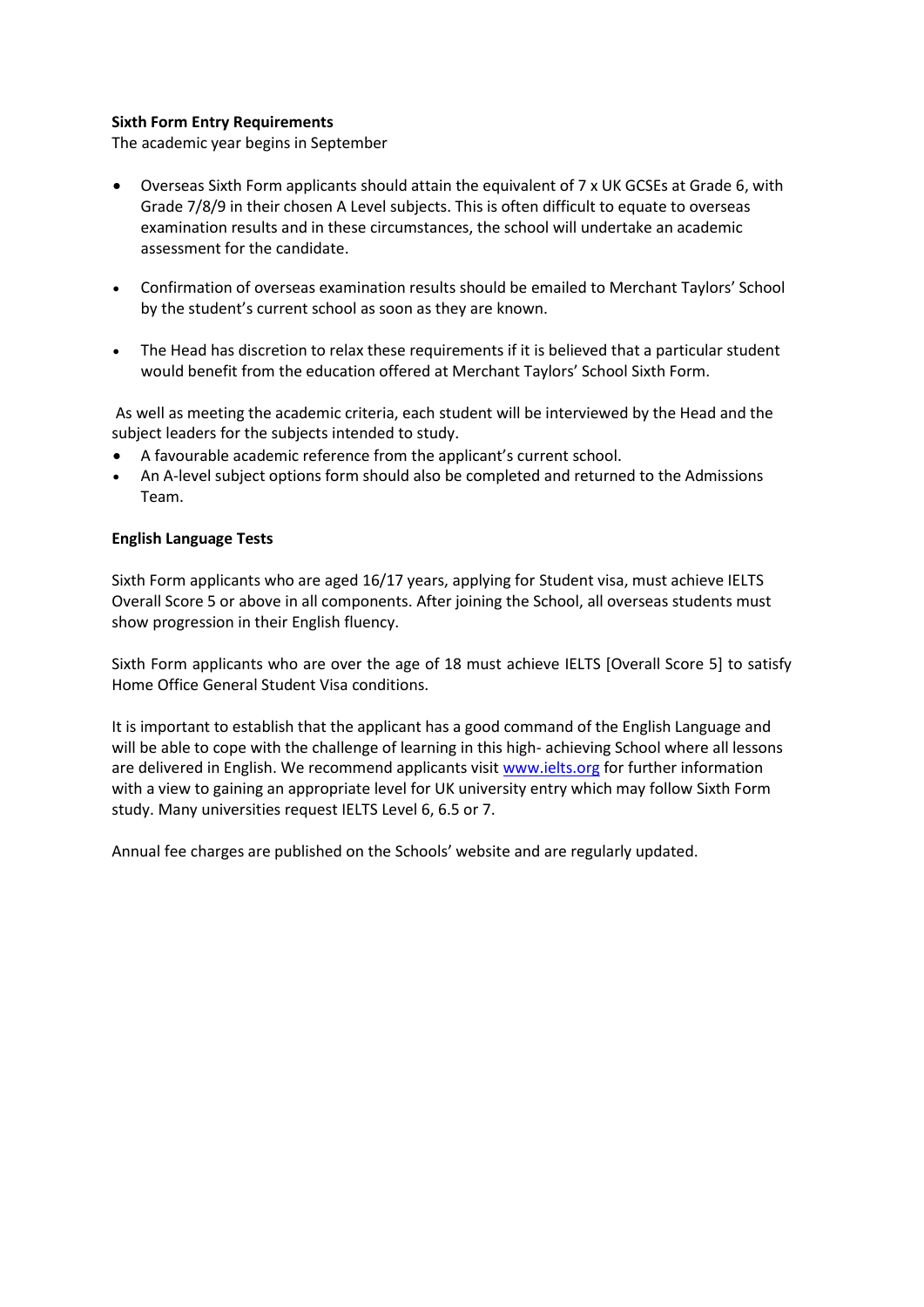**Sixth Form Entry Requirements**

The academic year begins in September

- Overseas Sixth Form applicants should attain the equivalent of 7 x UK GCSEs at Grade 6, with Grade 7/8/9 in their chosen A Level subjects. This is often difficult to equate to overseas examination results and in these circumstances, the school will undertake an academic assessment for the candidate.

- Confirmation of overseas examination results should be emailed to Merchant Taylors' School by the student's current school as soon as they are known.

- The Head has discretion to relax these requirements if it is believed that a particular student would benefit from the education offered at Merchant Taylors' School Sixth Form.

As well as meeting the academic criteria, each student will be interviewed by the Head and the subject leaders for the subjects intended to study.

- A favourable academic reference from the applicant's current school.
- An A-level subject options form should also be completed and returned to the Admissions Team.

**English Language Tests**

Sixth Form applicants who are aged 16/17 years, applying for Student visa, must achieve IELTS Overall Score 5 or above in all components. After joining the School, all overseas students must show progression in their English fluency.

Sixth Form applicants who are over the age of 18 must achieve IELTS [Overall Score 5] to satisfy Home Office General Student Visa conditions.

It is important to establish that the applicant has a good command of the English Language and will be able to cope with the challenge of learning in this high- achieving School where all lessons are delivered in English. We recommend applicants visit [www.ielts.org](http://www.ielts.org) for further information with a view to gaining an appropriate level for UK university entry which may follow Sixth Form study. Many universities request IELTS Level 6, 6.5 or 7.

Annual fee charges are published on the Schools' website and are regularly updated.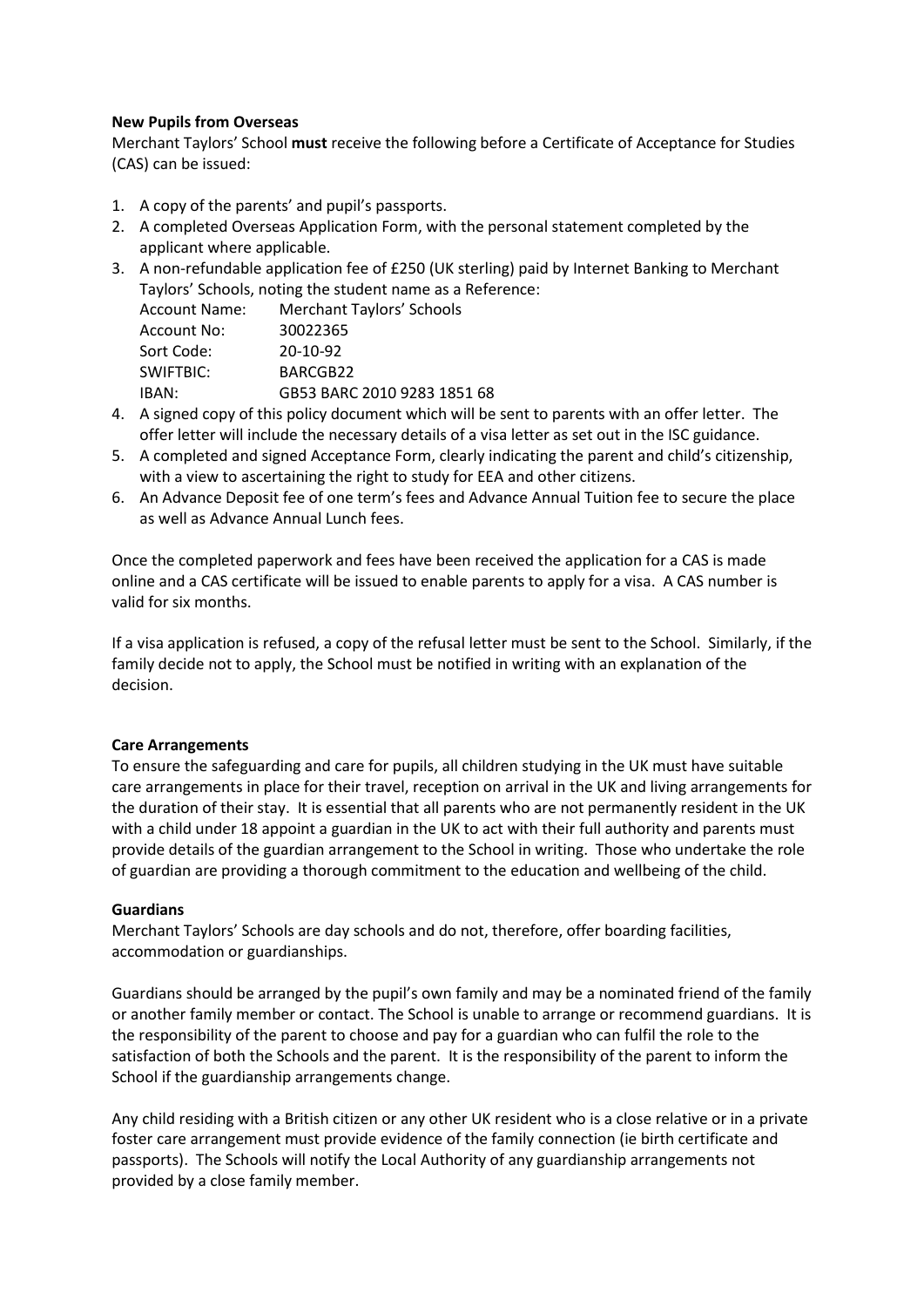**New Pupils from Overseas**

Merchant Taylors' School **must** receive the following before a Certificate of Acceptance for Studies (CAS) can be issued:

1. A copy of the parents' and pupil's passports.
2. A completed Overseas Application Form, with the personal statement completed by the applicant where applicable.
3. A non-refundable application fee of £250 (UK sterling) paid by Internet Banking to Merchant Taylors' Schools, noting the student name as a Reference:

   Account Name: Merchant Taylors' Schools
   Account No: 30022365
   Sort Code: 20-10-92
   SWIFTBIC: BARCGB22
   IBAN: GB53 BARC 2010 9283 1851 68

4. A signed copy of this policy document which will be sent to parents with an offer letter. The offer letter will include the necessary details of a visa letter as set out in the ISC guidance.
5. A completed and signed Acceptance Form, clearly indicating the parent and child's citizenship, with a view to ascertaining the right to study for EEA and other citizens.
6. An Advance Deposit fee of one term's fees and Advance Annual Tuition fee to secure the place as well as Advance Annual Lunch fees.

Once the completed paperwork and fees have been received the application for a CAS is made online and a CAS certificate will be issued to enable parents to apply for a visa. A CAS number is valid for six months.

If a visa application is refused, a copy of the refusal letter must be sent to the School. Similarly, if the family decide not to apply, the School must be notified in writing with an explanation of the decision.

**Care Arrangements**

To ensure the safeguarding and care for pupils, all children studying in the UK must have suitable care arrangements in place for their travel, reception on arrival in the UK and living arrangements for the duration of their stay. It is essential that all parents who are not permanently resident in the UK with a child under 18 appoint a guardian in the UK to act with their full authority and parents must provide details of the guardian arrangement to the School in writing. Those who undertake the role of guardian are providing a thorough commitment to the education and wellbeing of the child.

**Guardians**

Merchant Taylors' Schools are day schools and do not, therefore, offer boarding facilities, accommodation or guardianships.

Guardians should be arranged by the pupil's own family and may be a nominated friend of the family or another family member or contact. The School is unable to arrange or recommend guardians. It is the responsibility of the parent to choose and pay for a guardian who can fulfil the role to the satisfaction of both the Schools and the parent. It is the responsibility of the parent to inform the School if the guardianship arrangements change.

Any child residing with a British citizen or any other UK resident who is a close relative or in a private foster care arrangement must provide evidence of the family connection (ie birth certificate and passports). The Schools will notify the Local Authority of any guardianship arrangements not provided by a close family member.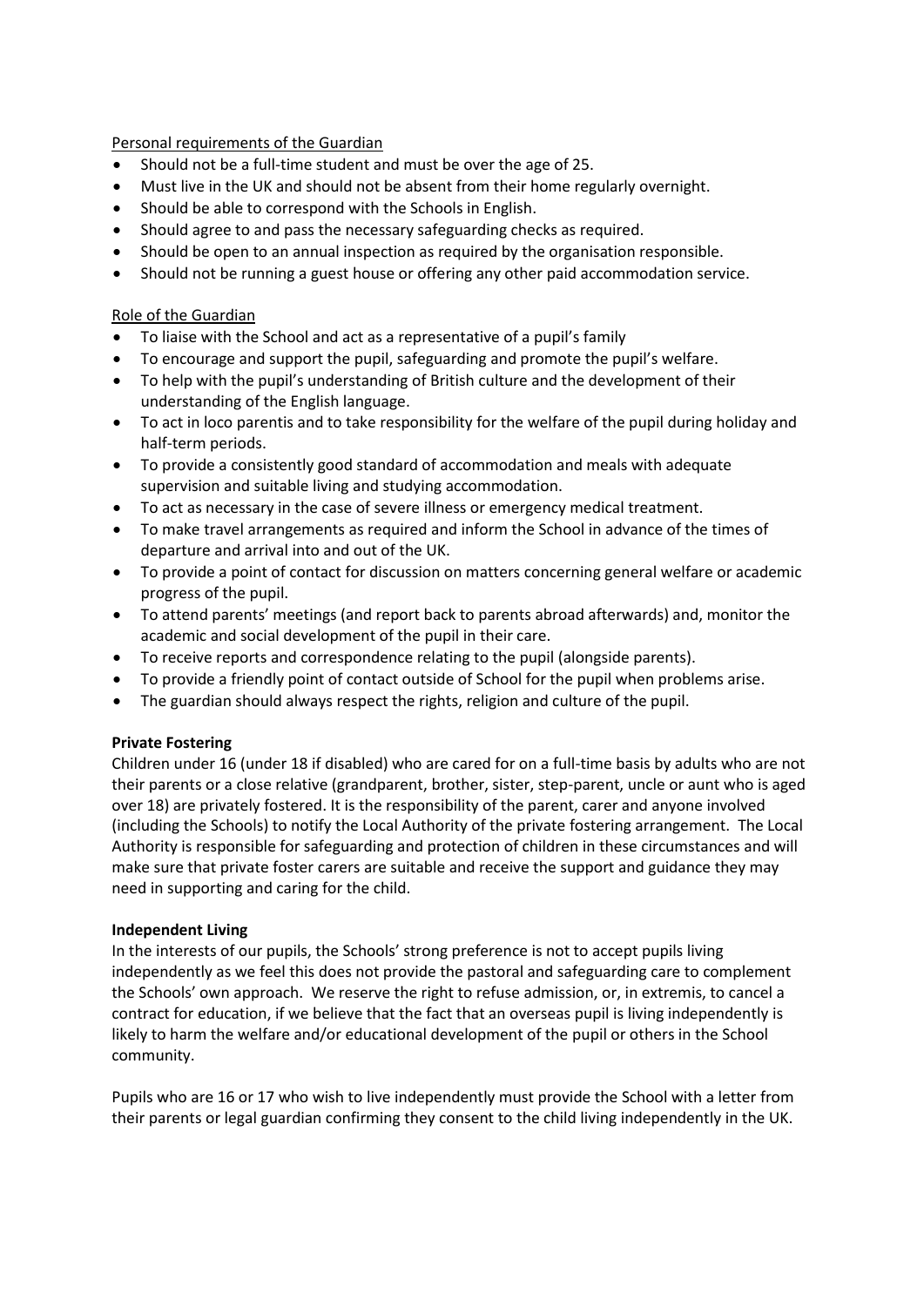Personal requirements of the Guardian

- Should not be a full-time student and must be over the age of 25.
- Must live in the UK and should not be absent from their home regularly overnight.
- Should be able to correspond with the Schools in English.
- Should agree to and pass the necessary safeguarding checks as required.
- Should be open to an annual inspection as required by the organisation responsible.
- Should not be running a guest house or offering any other paid accommodation service.

Role of the Guardian

- To liaise with the School and act as a representative of a pupil's family
- To encourage and support the pupil, safeguarding and promote the pupil's welfare.
- To help with the pupil's understanding of British culture and the development of their understanding of the English language.
- To act in loco parentis and to take responsibility for the welfare of the pupil during holiday and half-term periods.
- To provide a consistently good standard of accommodation and meals with adequate supervision and suitable living and studying accommodation.
- To act as necessary in the case of severe illness or emergency medical treatment.
- To make travel arrangements as required and inform the School in advance of the times of departure and arrival into and out of the UK.
- To provide a point of contact for discussion on matters concerning general welfare or academic progress of the pupil.
- To attend parents' meetings (and report back to parents abroad afterwards) and, monitor the academic and social development of the pupil in their care.
- To receive reports and correspondence relating to the pupil (alongside parents).
- To provide a friendly point of contact outside of School for the pupil when problems arise.
- The guardian should always respect the rights, religion and culture of the pupil.

**Private Fostering**

Children under 16 (under 18 if disabled) who are cared for on a full-time basis by adults who are not their parents or a close relative (grandparent, brother, sister, step-parent, uncle or aunt who is aged over 18) are privately fostered. It is the responsibility of the parent, carer and anyone involved (including the Schools) to notify the Local Authority of the private fostering arrangement. The Local Authority is responsible for safeguarding and protection of children in these circumstances and will make sure that private foster carers are suitable and receive the support and guidance they may need in supporting and caring for the child.

**Independent Living**

In the interests of our pupils, the Schools' strong preference is not to accept pupils living independently as we feel this does not provide the pastoral and safeguarding care to complement the Schools' own approach. We reserve the right to refuse admission, or, in extremis, to cancel a contract for education, if we believe that the fact that an overseas pupil is living independently is likely to harm the welfare and/or educational development of the pupil or others in the School community.

Pupils who are 16 or 17 who wish to live independently must provide the School with a letter from their parents or legal guardian confirming they consent to the child living independently in the UK.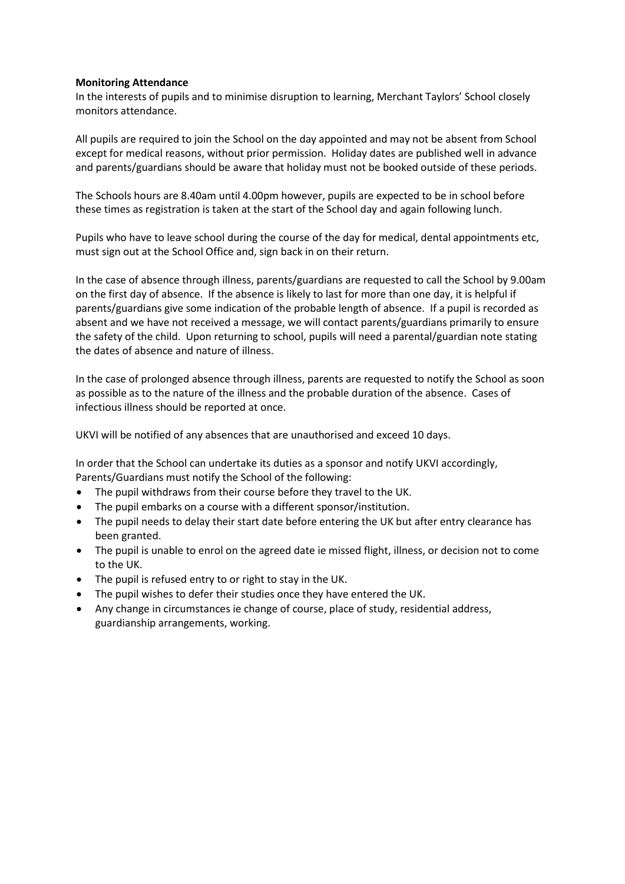**Monitoring Attendance**

In the interests of pupils and to minimise disruption to learning, Merchant Taylors' School closely monitors attendance.

All pupils are required to join the School on the day appointed and may not be absent from School except for medical reasons, without prior permission. Holiday dates are published well in advance and parents/guardians should be aware that holiday must not be booked outside of these periods.

The Schools hours are 8.40am until 4.00pm however, pupils are expected to be in school before these times as registration is taken at the start of the School day and again following lunch.

Pupils who have to leave school during the course of the day for medical, dental appointments etc, must sign out at the School Office and, sign back in on their return.

In the case of absence through illness, parents/guardians are requested to call the School by 9.00am on the first day of absence. If the absence is likely to last for more than one day, it is helpful if parents/guardians give some indication of the probable length of absence. If a pupil is recorded as absent and we have not received a message, we will contact parents/guardians primarily to ensure the safety of the child. Upon returning to school, pupils will need a parental/guardian note stating the dates of absence and nature of illness.

In the case of prolonged absence through illness, parents are requested to notify the School as soon as possible as to the nature of the illness and the probable duration of the absence. Cases of infectious illness should be reported at once.

UKVI will be notified of any absences that are unauthorised and exceed 10 days.

In order that the School can undertake its duties as a sponsor and notify UKVI accordingly, Parents/Guardians must notify the School of the following:

- The pupil withdraws from their course before they travel to the UK.
- The pupil embarks on a course with a different sponsor/institution.
- The pupil needs to delay their start date before entering the UK but after entry clearance has been granted.
- The pupil is unable to enrol on the agreed date ie missed flight, illness, or decision not to come to the UK.
- The pupil is refused entry to or right to stay in the UK.
- The pupil wishes to defer their studies once they have entered the UK.
- Any change in circumstances ie change of course, place of study, residential address, guardianship arrangements, working.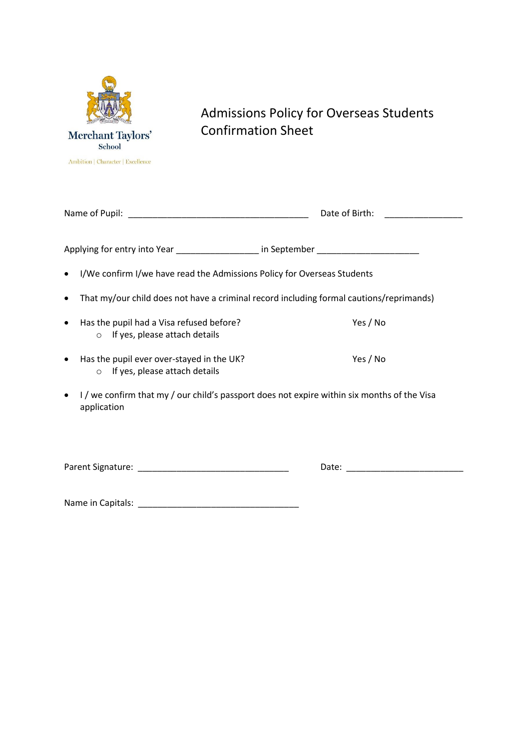Merchant Taylors' School

Ambition | Character | Excellence

# Admissions Policy for Overseas Students Confirmation Sheet

Name of Pupil: ______________________________________ Date of Birth: ________________

Applying for entry into Year _________________ in September _____________________

- I/We confirm I/we have read the Admissions Policy for Overseas Students
- That my/our child does not have a criminal record including formal cautions/reprimands)
- Has the pupil had a Visa refused before? Yes / No
  - If yes, please attach details
- Has the pupil ever over-stayed in the UK? Yes / No
  - If yes, please attach details
- I / we confirm that my / our child's passport does not expire within six months of the Visa application

Parent Signature: ________________________________ Date: ________________________

Name in Capitals: __________________________________